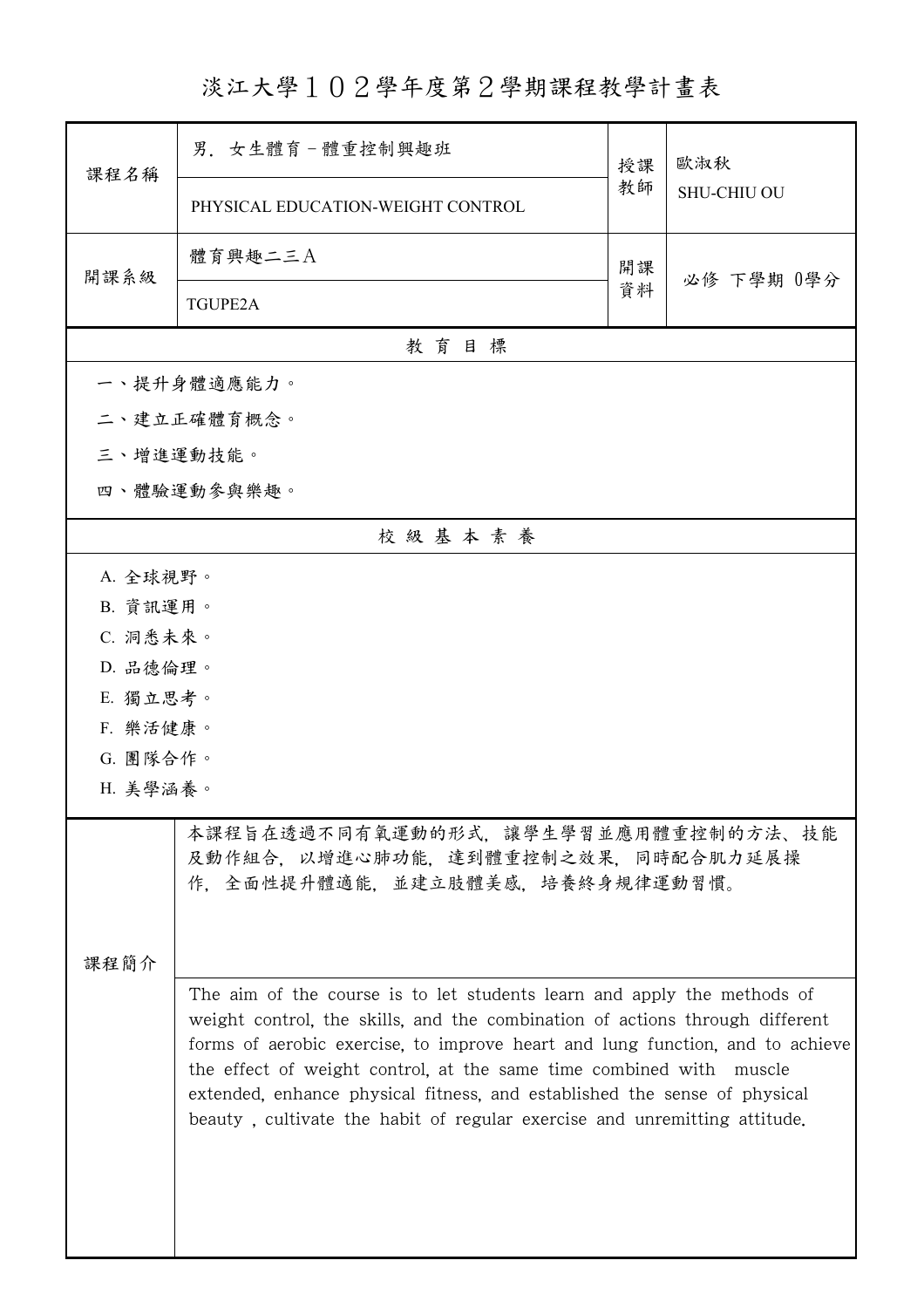# 淡江大學１０２學年度第２學期課程教學計畫表

| 課程名稱 | 男．女生體育－體重控制與趣班<br>PHYSICAL EDUCATION-WEIGHT CONTROL | 授課教師 | 歐淑秋<br>SHU-CHIU OU |
|---|---|---|---|
| 開課系級 | 體育興趣二三Ａ<br>TGUPE2A | 開課資料 | 必修 下學期 0學分 |

## 教育目標

一、提升身體適應能力。

二、建立正確體育概念。

三、增進運動技能。

四、體驗運動參與樂趣。

## 校級基本素養

A. 全球視野。

B. 資訊運用。

C. 洞悉未來。

D. 品德倫理。

E. 獨立思考。

F. 樂活健康。

G. 團隊合作。

H. 美學涵養。

## 課程簡介

本課程旨在透過不同有氧運動的形式，讓學生學習並應用體重控制的方法、技能及動作組合，以增進心肺功能，達到體重控制之效果，同時配合肌力延展操作，全面性提升體適能，並建立肢體美感，培養終身規律運動習慣。

The aim of the course is to let students learn and apply the methods of weight control, the skills, and the combination of actions through different forms of aerobic exercise, to improve heart and lung function, and to achieve the effect of weight control, at the same time combined with muscle extended, enhance physical fitness, and established the sense of physical beauty , cultivate the habit of regular exercise and unremitting attitude.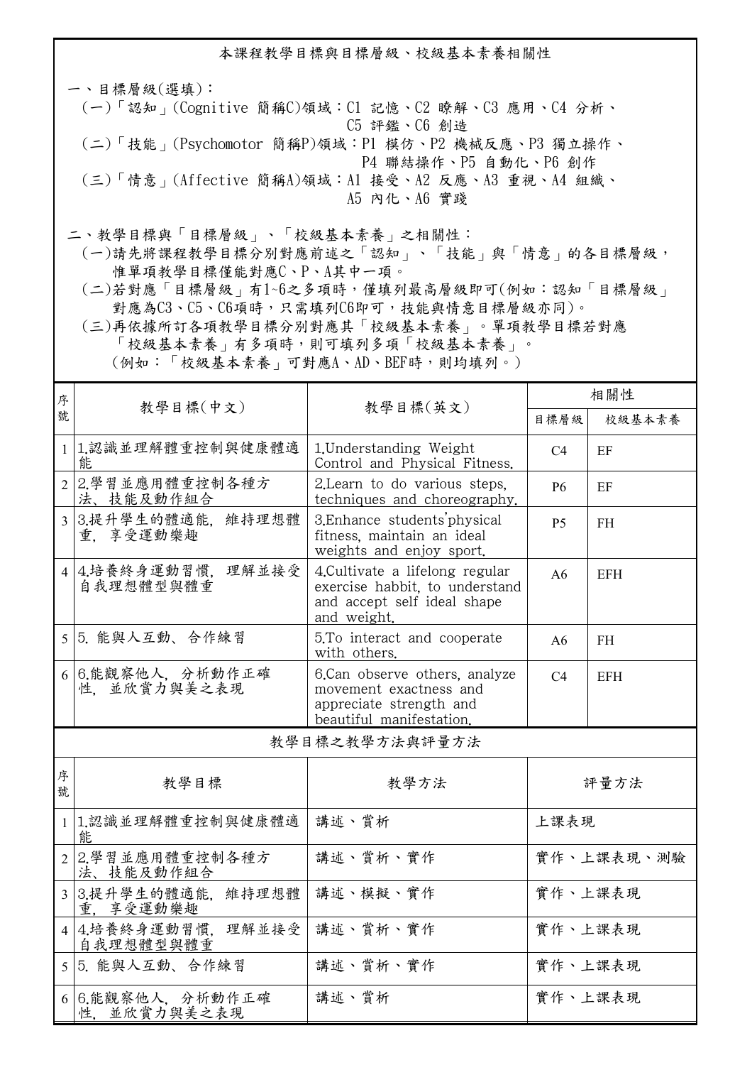## 本課程教學目標與目標層級、校級基本素養相關性

一、目標層級(選填)：
(一)「認知」(Cognitive 簡稱C)領域：C1 記憶、C2 瞭解、C3 應用、C4 分析、C5 評鑑、C6 創造
(二)「技能」(Psychomotor 簡稱P)領域：P1 模仿、P2 機械反應、P3 獨立操作、P4 聯結操作、P5 自動化、P6 創作
(三)「情意」(Affective 簡稱A)領域：A1 接受、A2 反應、A3 重視、A4 組織、A5 內化、A6 實踐

二、教學目標與「目標層級」、「校級基本素養」之相關性：
(一)請先將課程教學目標分別對應前述之「認知」、「技能」與「情意」的各目標層級，惟單項教學目標僅能對應C、P、A其中一項。
(二)若對應「目標層級」有1~6之多項時，僅填列最高層級即可(例如：認知「目標層級」對應為C3、C5、C6項時，只需填列C6即可，技能與情意目標層級亦同)。
(三)再依據所訂各項教學目標分別對應其「校級基本素養」。單項教學目標若對應「校級基本素養」有多項時，則可填列多項「校級基本素養」。
(例如：「校級基本素養」可對應A、AD、BEF時，則均填列。)

| 序號 | 教學目標(中文) | 教學目標(英文) | 相關性 | |
|---|---|---|---|---|
| | | | 目標層級 | 校級基本素養 |
| 1 | 1.認識並理解體重控制與健康體適能 | 1.Understanding Weight Control and Physical Fitness. | C4 | EF |
| 2 | 2.學習並應用體重控制各種方法、技能及動作組合 | 2.Learn to do various steps, techniques and choreography. | P6 | EF |
| 3 | 3.提升學生的體適能, 維持理想體重, 享受運動樂趣 | 3.Enhance students'physical fitness, maintain an ideal weights and enjoy sport. | P5 | FH |
| 4 | 4.培養終身運動習慣, 理解並接受自我理想體型與體重 | 4.Cultivate a lifelong regular exercise habbit, to understand and accept self ideal shape and weight. | A6 | EFH |
| 5 | 5. 能與人互動、合作練習 | 5.To interact and cooperate with others. | A6 | FH |
| 6 | 6.能觀察他人, 分析動作正確性, 並欣賞力與美之表現 | 6.Can observe others, analyze movement exactness and appreciate strength and beautiful manifestation. | C4 | EFH |

## 教學目標之教學方法與評量方法

| 序號 | 教學目標 | 教學方法 | 評量方法 |
|---|---|---|---|
| 1 | 1.認識並理解體重控制與健康體適能 | 講述、賞析 | 上課表現 |
| 2 | 2.學習並應用體重控制各種方法、技能及動作組合 | 講述、賞析、實作 | 實作、上課表現、測驗 |
| 3 | 3.提升學生的體適能, 維持理想體重, 享受運動樂趣 | 講述、模擬、實作 | 實作、上課表現 |
| 4 | 4.培養終身運動習慣, 理解並接受自我理想體型與體重 | 講述、賞析、實作 | 實作、上課表現 |
| 5 | 5. 能與人互動、合作練習 | 講述、賞析、實作 | 實作、上課表現 |
| 6 | 6.能觀察他人, 分析動作正確性, 並欣賞力與美之表現 | 講述、賞析 | 實作、上課表現 |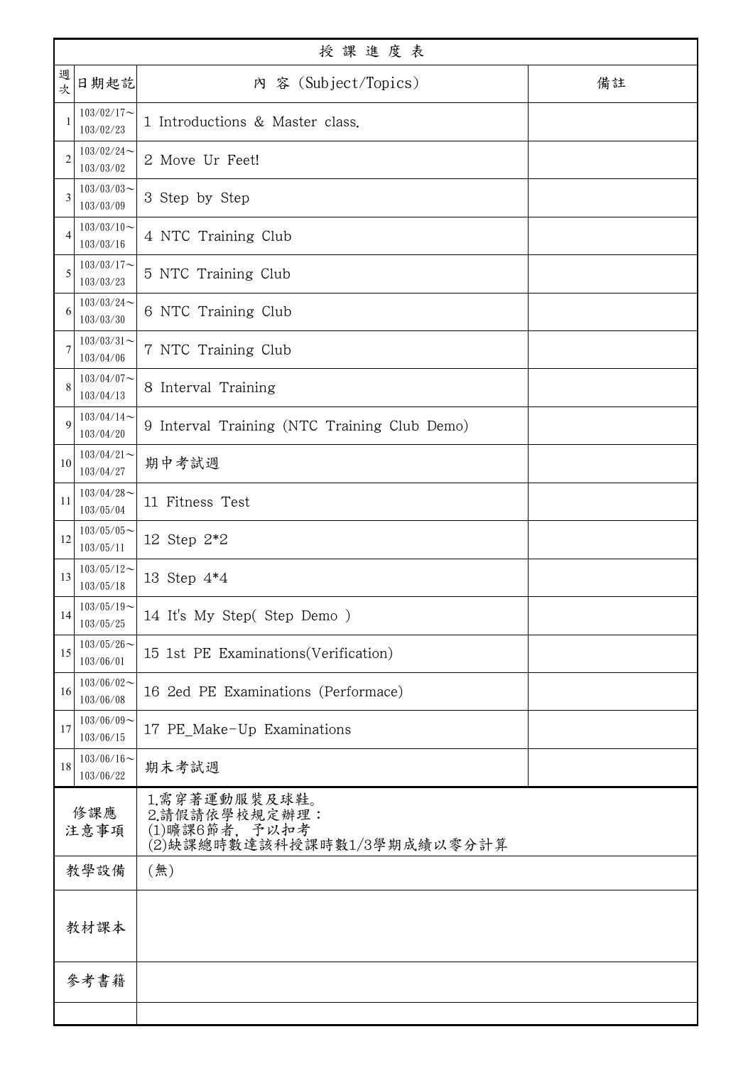| 授課進度表 | | | |
|---|---|---|---|
| 週次 | 日期起訖 | 內 容 (Subject/Topics) | 備註 |
| 1 | 103/02/17～103/02/23 | 1 Introductions & Master class. | |
| 2 | 103/02/24～103/03/02 | 2 Move Ur Feet! | |
| 3 | 103/03/03～103/03/09 | 3 Step by Step | |
| 4 | 103/03/10～103/03/16 | 4 NTC Training Club | |
| 5 | 103/03/17～103/03/23 | 5 NTC Training Club | |
| 6 | 103/03/24～103/03/30 | 6 NTC Training Club | |
| 7 | 103/03/31～103/04/06 | 7 NTC Training Club | |
| 8 | 103/04/07～103/04/13 | 8 Interval Training | |
| 9 | 103/04/14～103/04/20 | 9 Interval Training (NTC Training Club Demo) | |
| 10 | 103/04/21～103/04/27 | 期中考試週 | |
| 11 | 103/04/28～103/05/04 | 11 Fitness Test | |
| 12 | 103/05/05～103/05/11 | 12 Step 2*2 | |
| 13 | 103/05/12～103/05/18 | 13 Step 4*4 | |
| 14 | 103/05/19～103/05/25 | 14 It's My Step( Step Demo ) | |
| 15 | 103/05/26～103/06/01 | 15 1st PE Examinations(Verification) | |
| 16 | 103/06/02～103/06/08 | 16 2ed PE Examinations (Performace) | |
| 17 | 103/06/09～103/06/15 | 17 PE_Make-Up Examinations | |
| 18 | 103/06/16～103/06/22 | 期末考試週 | |
| 修課應注意事項 | | 1.需穿著運動服裝及球鞋。<br>2.請假請依學校規定辦理：<br>(1)曠課6節者，予以扣考<br>(2)缺課總時數達該科授課時數1/3學期成績以零分計算 | |
| 教學設備 | | (無) | |
| 教材課本 | | | |
| 參考書籍 | | | |
| | | | |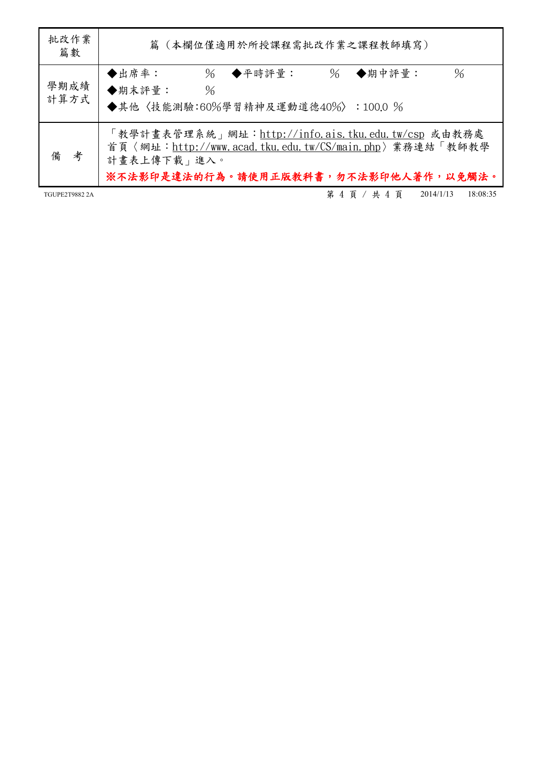| | |
|---|---|
| 批改作業篇數 | 篇（本欄位僅適用於所授課程需批改作業之課程教師填寫） |
| 學期成績計算方式 | ◆出席率：　　%　◆平時評量：　　%　◆期中評量：　　%<br>◆期末評量：　　%<br>◆其他〈技能測驗:60%學習精神及運動道德40%〉：100.0 % |
| 備　考 | 「教學計畫表管理系統」網址：http://info.ais.tku.edu.tw/csp 或由教務處首頁〈網址：http://www.acad.tku.edu.tw/CS/main.php〉業務連結「教師教學計畫表上傳下載」進入。<br>**※不法影印是違法的行為。請使用正版教科書，勿不法影印他人著作，以免觸法。** |

TGUPE2T9882 2A　　2014/1/13　18:08:35